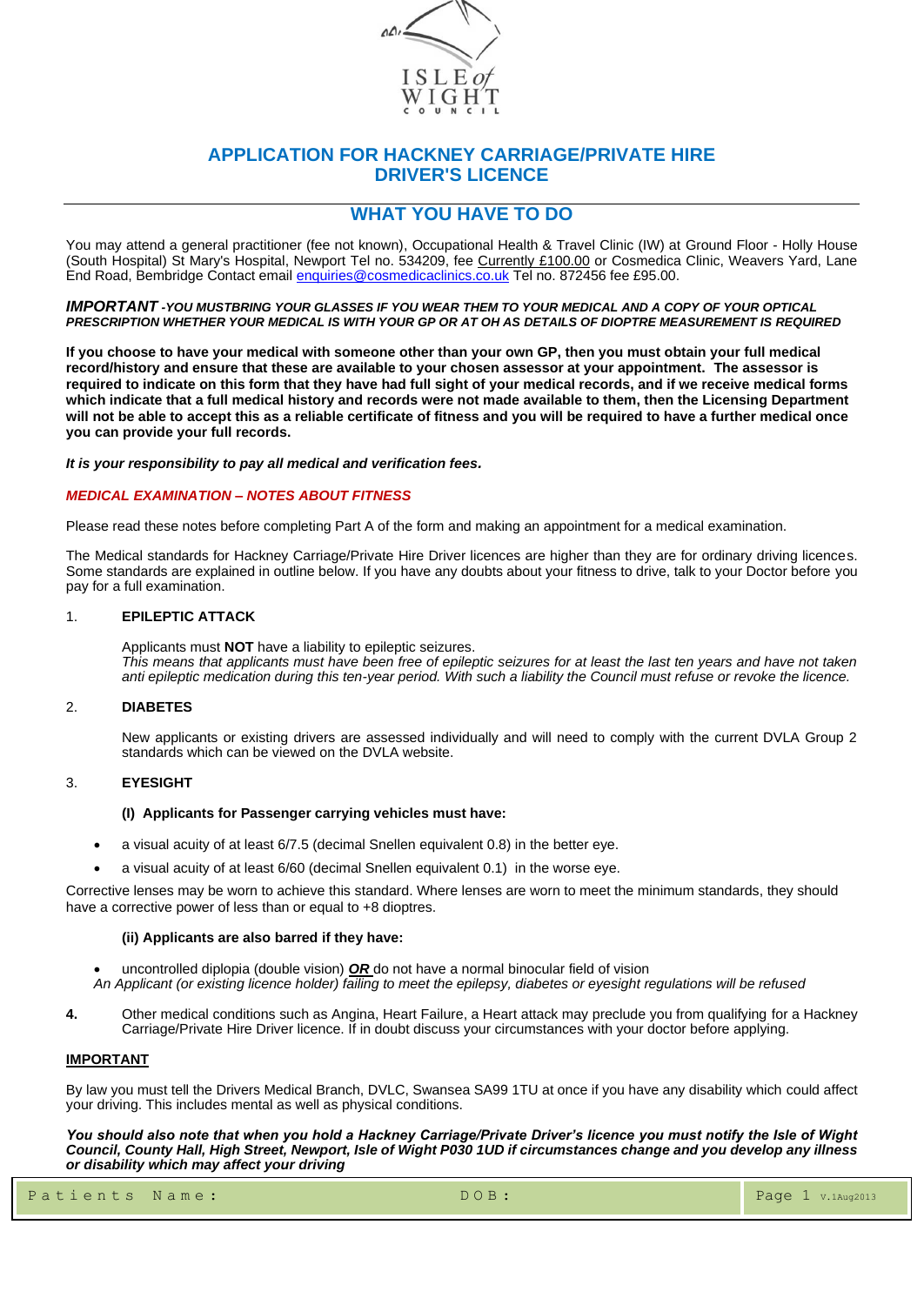# APPLICATION FOR HACKNEY CARRIAGE/PRIVATE HIRE DRIVER'S LICENCE

## WHAT YOU HAVE TO DO

You may attend a general practitioner (fee not known), Occupational Health & Travel Clinic (IW) at Ground Floor - Holly House (South Hospital) St Mary's Hospital, Newport Tel no. 534209, fee Currently £100.00 or Cosmedica Clinic, Weavers Yard, Lane End Road, Bembridge Contact email enquiries@cosmedicaclinics.co.uk Tel no. 872456 fee £95.00.

***IMPORTANT** -YOU MUSTBRING YOUR GLASSES IF YOU WEAR THEM TO YOUR MEDICAL AND A COPY OF YOUR OPTICAL PRESCRIPTION WHETHER YOUR MEDICAL IS WITH YOUR GP OR AT OH AS DETAILS OF DIOPTRE MEASUREMENT IS REQUIRED*

**If you choose to have your medical with someone other than your own GP, then you must obtain your full medical record/history and ensure that these are available to your chosen assessor at your appointment. The assessor is required to indicate on this form that they have had full sight of your medical records, and if we receive medical forms which indicate that a full medical history and records were not made available to them, then the Licensing Department will not be able to accept this as a reliable certificate of fitness and you will be required to have a further medical once you can provide your full records.**

***It is your responsibility to pay all medical and verification fees.***

***MEDICAL EXAMINATION – NOTES ABOUT FITNESS***

Please read these notes before completing Part A of the form and making an appointment for a medical examination.

The Medical standards for Hackney Carriage/Private Hire Driver licences are higher than they are for ordinary driving licences. Some standards are explained in outline below. If you have any doubts about your fitness to drive, talk to your Doctor before you pay for a full examination.

1. **EPILEPTIC ATTACK**

   Applicants must **NOT** have a liability to epileptic seizures.
   *This means that applicants must have been free of epileptic seizures for at least the last ten years and have not taken anti epileptic medication during this ten-year period. With such a liability the Council must refuse or revoke the licence.*

2. **DIABETES**

   New applicants or existing drivers are assessed individually and will need to comply with the current DVLA Group 2 standards which can be viewed on the DVLA website.

3. **EYESIGHT**

   **(I) Applicants for Passenger carrying vehicles must have:**

   - a visual acuity of at least 6/7.5 (decimal Snellen equivalent 0.8) in the better eye.
   - a visual acuity of at least 6/60 (decimal Snellen equivalent 0.1) in the worse eye.

Corrective lenses may be worn to achieve this standard. Where lenses are worn to meet the minimum standards, they should have a corrective power of less than or equal to +8 dioptres.

   **(ii) Applicants are also barred if they have:**

   - uncontrolled diplopia (double vision) ***OR*** do not have a normal binocular field of vision

*An Applicant (or existing licence holder) failing to meet the epilepsy, diabetes or eyesight regulations will be refused*

4. Other medical conditions such as Angina, Heart Failure, a Heart attack may preclude you from qualifying for a Hackney Carriage/Private Hire Driver licence. If in doubt discuss your circumstances with your doctor before applying.

**IMPORTANT**

By law you must tell the Drivers Medical Branch, DVLC, Swansea SA99 1TU at once if you have any disability which could affect your driving. This includes mental as well as physical conditions.

***You should also note that when you hold a Hackney Carriage/Private Driver's licence you must notify the Isle of Wight Council, County Hall, High Street, Newport, Isle of Wight P030 1UD if circumstances change and you develop any illness or disability which may affect your driving***

| Patients Name: | DOB: |
|---|---|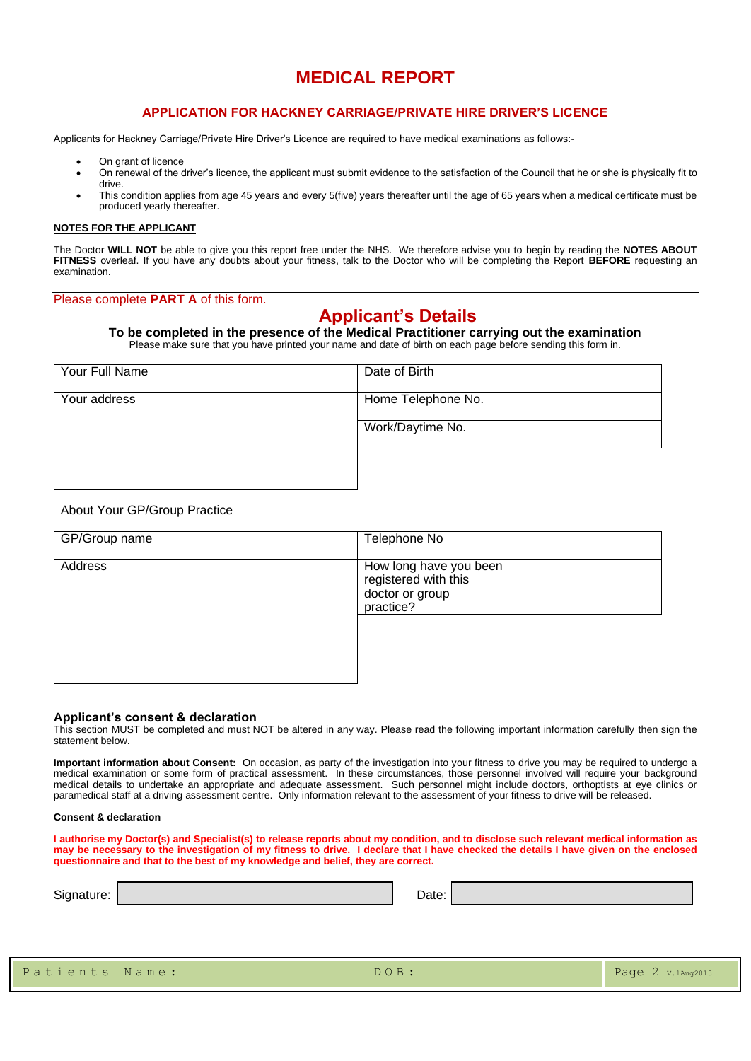// Internal note: the "Patients Name / DOB / Page 2 v.1Aug2013" bar is a running footer and is omitted.
# MEDICAL REPORT

## APPLICATION FOR HACKNEY CARRIAGE/PRIVATE HIRE DRIVER'S LICENCE

Applicants for Hackney Carriage/Private Hire Driver's Licence are required to have medical examinations as follows:-

- On grant of licence
- On renewal of the driver's licence, the applicant must submit evidence to the satisfaction of the Council that he or she is physically fit to drive.
- This condition applies from age 45 years and every 5(five) years thereafter until the age of 65 years when a medical certificate must be produced yearly thereafter.

**NOTES FOR THE APPLICANT**

The Doctor **WILL NOT** be able to give you this report free under the NHS. We therefore advise you to begin by reading the **NOTES ABOUT FITNESS** overleaf. If you have any doubts about your fitness, talk to the Doctor who will be completing the Report **BEFORE** requesting an examination.

Please complete **PART A** of this form.

## Applicant's Details

**To be completed in the presence of the Medical Practitioner carrying out the examination**

Please make sure that you have printed your name and date of birth on each page before sending this form in.

| Your Full Name | Date of Birth |
|---|---|
| Your address | Home Telephone No. |
| | Work/Daytime No. |

About Your GP/Group Practice

| GP/Group name | Telephone No |
|---|---|
| Address | How long have you been registered with this doctor or group practice? |

### Applicant's consent & declaration

This section MUST be completed and must NOT be altered in any way. Please read the following important information carefully then sign the statement below.

**Important information about Consent:** On occasion, as party of the investigation into your fitness to drive you may be required to undergo a medical examination or some form of practical assessment. In these circumstances, those personnel involved will require your background medical details to undertake an appropriate and adequate assessment. Such personnel might include doctors, orthoptists at eye clinics or paramedical staff at a driving assessment centre. Only information relevant to the assessment of your fitness to drive will be released.

**Consent & declaration**

**I authorise my Doctor(s) and Specialist(s) to release reports about my condition, and to disclose such relevant medical information as may be necessary to the investigation of my fitness to drive. I declare that I have checked the details I have given on the enclosed questionnaire and that to the best of my knowledge and belief, they are correct.**

Signature: Date: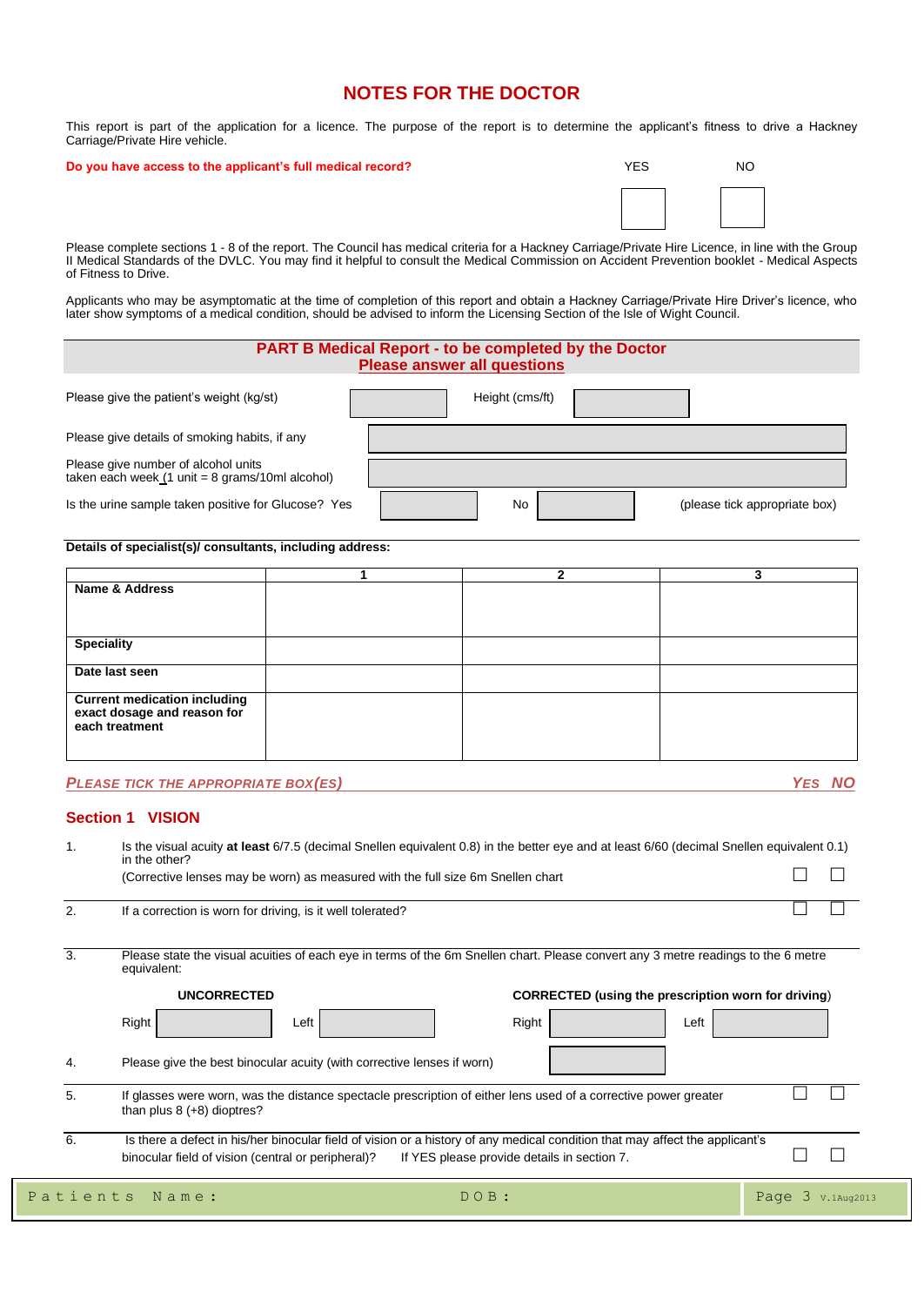# NOTES FOR THE DOCTOR

This report is part of the application for a licence. The purpose of the report is to determine the applicant's fitness to drive a Hackney Carriage/Private Hire vehicle.

**Do you have access to the applicant's full medical record?** YES ☐ NO ☐

Please complete sections 1 - 8 of the report. The Council has medical criteria for a Hackney Carriage/Private Hire Licence, in line with the Group II Medical Standards of the DVLC. You may find it helpful to consult the Medical Commission on Accident Prevention booklet - Medical Aspects of Fitness to Drive.

Applicants who may be asymptomatic at the time of completion of this report and obtain a Hackney Carriage/Private Hire Driver's licence, who later show symptoms of a medical condition, should be advised to inform the Licensing Section of the Isle of Wight Council.

## PART B Medical Report - to be completed by the Doctor
**Please answer all questions**

Please give the patient's weight (kg/st) ________ Height (cms/ft) ________

Please give details of smoking habits, if any ________

Please give number of alcohol units taken each week (1 unit = 8 grams/10ml alcohol) ________

Is the urine sample taken positive for Glucose? Yes ☐ No ☐ (please tick appropriate box)

**Details of specialist(s)/ consultants, including address:**

| | 1 | 2 | 3 |
|---|---|---|---|
| **Name & Address** | | | |
| **Speciality** | | | |
| **Date last seen** | | | |
| **Current medication including exact dosage and reason for each treatment** | | | |

*PLEASE TICK THE APPROPRIATE BOX(ES)* — *YES NO*

## Section 1 VISION

1. Is the visual acuity **at least** 6/7.5 (decimal Snellen equivalent 0.8) in the better eye and at least 6/60 (decimal Snellen equivalent 0.1) in the other?
   (Corrective lenses may be worn) as measured with the full size 6m Snellen chart ☐ ☐

2. If a correction is worn for driving, is it well tolerated? ☐ ☐

3. Please state the visual acuities of each eye in terms of the 6m Snellen chart. Please convert any 3 metre readings to the 6 metre equivalent:

   **UNCORRECTED** Right ________ Left ________

   **CORRECTED (using the prescription worn for driving)** Right ________ Left ________

4. Please give the best binocular acuity (with corrective lenses if worn) ________

5. If glasses were worn, was the distance spectacle prescription of either lens used of a corrective power greater than plus 8 (+8) dioptres? ☐ ☐

6. Is there a defect in his/her binocular field of vision or a history of any medical condition that may affect the applicant's binocular field of vision (central or peripheral)? If YES please provide details in section 7. ☐ ☐

Patients Name: DOB: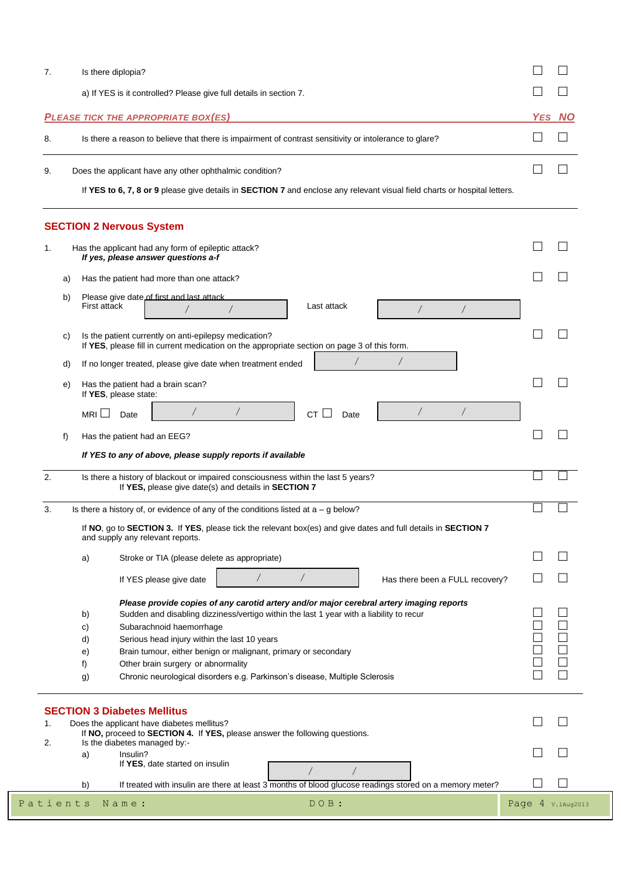7. Is there diplopia? ☐ ☐

   a) If YES is it controlled? Please give full details in section 7. ☐ ☐

**PLEASE TICK THE APPROPRIATE BOX(ES)** — **YES NO**

8. Is there a reason to believe that there is impairment of contrast sensitivity or intolerance to glare? ☐ ☐

9. Does the applicant have any other ophthalmic condition? ☐ ☐

   If **YES to 6, 7, 8 or 9** please give details in **SECTION 7** and enclose any relevant visual field charts or hospital letters.

## SECTION 2 Nervous System

1. Has the applicant had any form of epileptic attack? ☐ ☐
   ***If yes, please answer questions a-f***

   a) Has the patient had more than one attack? ☐ ☐

   b) Please give date of first and last attack
      First attack &nbsp;&nbsp; / &nbsp;&nbsp; / &nbsp;&nbsp;&nbsp;&nbsp; Last attack &nbsp;&nbsp; / &nbsp;&nbsp; /

   c) Is the patient currently on anti-epilepsy medication? ☐ ☐
      If **YES**, please fill in current medication on the appropriate section on page 3 of this form.

   d) If no longer treated, please give date when treatment ended &nbsp;&nbsp; / &nbsp;&nbsp; /

   e) Has the patient had a brain scan? ☐ ☐
      If **YES**, please state:

      MRI ☐ Date &nbsp;&nbsp; / &nbsp;&nbsp; / &nbsp;&nbsp;&nbsp;&nbsp; CT ☐ Date &nbsp;&nbsp; / &nbsp;&nbsp; /

   f) Has the patient had an EEG? ☐ ☐

      ***If YES to any of above, please supply reports if available***

2. Is there a history of blackout or impaired consciousness within the last 5 years? ☐ ☐
   If **YES,** please give date(s) and details in **SECTION 7**

3. Is there a history of, or evidence of any of the conditions listed at a – g below? ☐ ☐

   If **NO**, go to **SECTION 3.** If **YES**, please tick the relevant box(es) and give dates and full details in **SECTION 7** and supply any relevant reports.

   a) Stroke or TIA (please delete as appropriate) ☐ ☐

      If YES please give date &nbsp;&nbsp; / &nbsp;&nbsp; / &nbsp;&nbsp;&nbsp;&nbsp; Has there been a FULL recovery? ☐ ☐

      ***Please provide copies of any carotid artery and/or major cerebral artery imaging reports***

   b) Sudden and disabling dizziness/vertigo within the last 1 year with a liability to recur ☐ ☐

   c) Subarachnoid haemorrhage ☐ ☐

   d) Serious head injury within the last 10 years ☐ ☐

   e) Brain tumour, either benign or malignant, primary or secondary ☐ ☐

   f) Other brain surgery or abnormality ☐ ☐

   g) Chronic neurological disorders e.g. Parkinson's disease, Multiple Sclerosis ☐ ☐

## SECTION 3 Diabetes Mellitus

1. Does the applicant have diabetes mellitus? ☐ ☐
   If **NO,** proceed to **SECTION 4.** If **YES,** please answer the following questions.

2. Is the diabetes managed by:-

   a) Insulin? ☐ ☐
      If **YES**, date started on insulin &nbsp;&nbsp; / &nbsp;&nbsp; /

   b) If treated with insulin are there at least 3 months of blood glucose readings stored on a memory meter? ☐ ☐

Patients Name: &nbsp;&nbsp;&nbsp;&nbsp; DOB: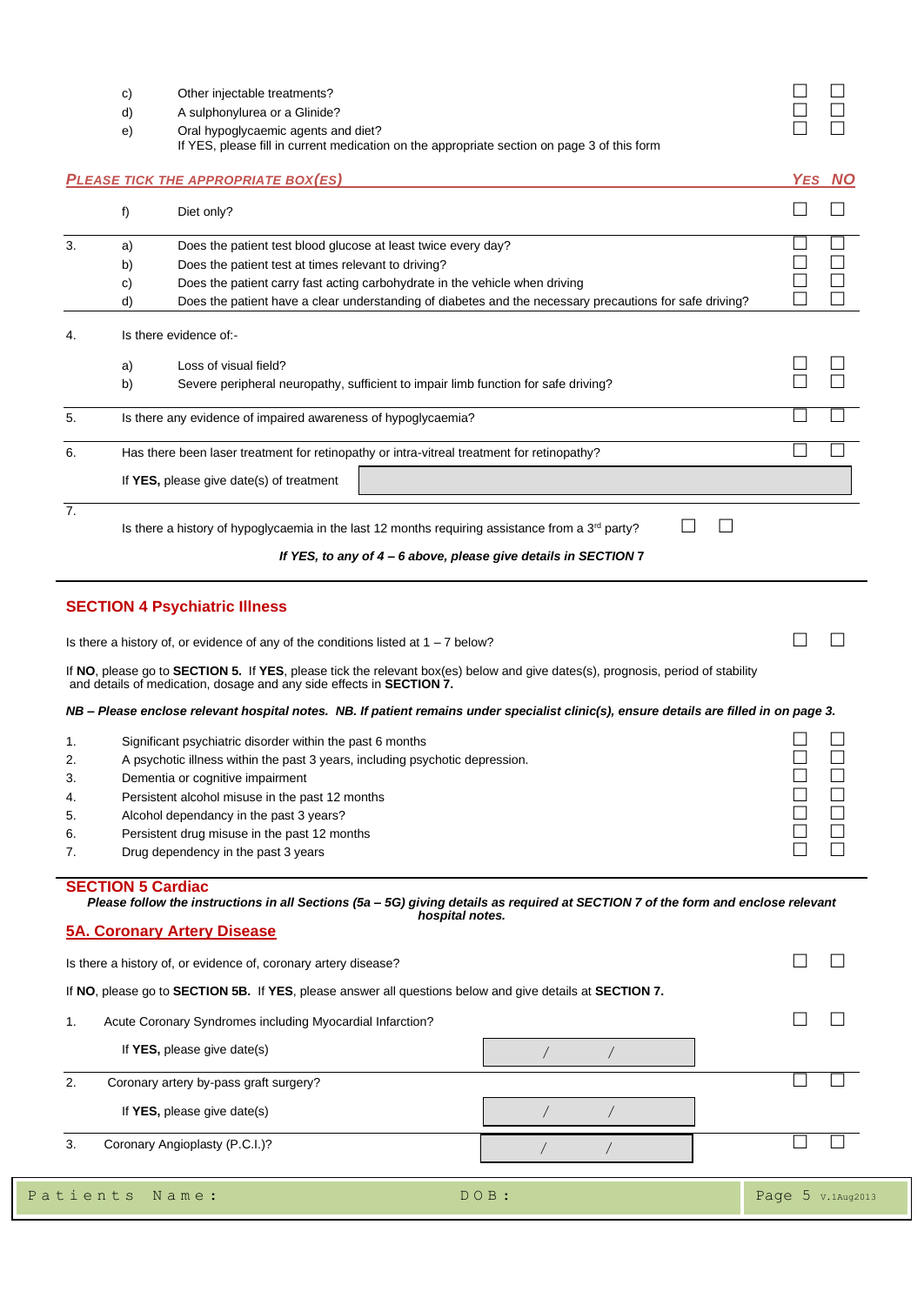| | | | YES | NO |
|---|---|---|---|---|
| | c) | Other injectable treatments? | ☐ | ☐ |
| | d) | A sulphonylurea or a Glinide? | ☐ | ☐ |
| | e) | Oral hypoglycaemic agents and diet? If YES, please fill in current medication on the appropriate section on page 3 of this form | ☐ | ☐ |

***PLEASE TICK THE APPROPRIATE BOX(ES)*** — ***YES NO***

| | | | YES | NO |
|---|---|---|---|---|
| | f) | Diet only? | ☐ | ☐ |
| 3. | a) | Does the patient test blood glucose at least twice every day? | ☐ | ☐ |
| | b) | Does the patient test at times relevant to driving? | ☐ | ☐ |
| | c) | Does the patient carry fast acting carbohydrate in the vehicle when driving | ☐ | ☐ |
| | d) | Does the patient have a clear understanding of diabetes and the necessary precautions for safe driving? | ☐ | ☐ |
| 4. | | Is there evidence of:- | | |
| | a) | Loss of visual field? | ☐ | ☐ |
| | b) | Severe peripheral neuropathy, sufficient to impair limb function for safe driving? | ☐ | ☐ |
| 5. | | Is there any evidence of impaired awareness of hypoglycaemia? | ☐ | ☐ |
| 6. | | Has there been laser treatment for retinopathy or intra-vitreal treatment for retinopathy? | ☐ | ☐ |
| | | If **YES,** please give date(s) of treatment ______ | | |
| 7. | | Is there a history of hypoglycaemia in the last 12 months requiring assistance from a 3rd party? | ☐ | ☐ |

***If YES, to any of 4 – 6 above, please give details in SECTION 7***

## SECTION 4 Psychiatric Illness

Is there a history of, or evidence of any of the conditions listed at 1 – 7 below? ☐ ☐

If **NO**, please go to **SECTION 5.** If **YES**, please tick the relevant box(es) below and give dates(s), prognosis, period of stability and details of medication, dosage and any side effects in **SECTION 7.**

***NB – Please enclose relevant hospital notes. NB. If patient remains under specialist clinic(s), ensure details are filled in on page 3.***

| | | YES | NO |
|---|---|---|---|
| 1. | Significant psychiatric disorder within the past 6 months | ☐ | ☐ |
| 2. | A psychotic illness within the past 3 years, including psychotic depression. | ☐ | ☐ |
| 3. | Dementia or cognitive impairment | ☐ | ☐ |
| 4. | Persistent alcohol misuse in the past 12 months | ☐ | ☐ |
| 5. | Alcohol dependancy in the past 3 years? | ☐ | ☐ |
| 6. | Persistent drug misuse in the past 12 months | ☐ | ☐ |
| 7. | Drug dependency in the past 3 years | ☐ | ☐ |

## SECTION 5 Cardiac

***Please follow the instructions in all Sections (5a – 5G) giving details as required at SECTION 7 of the form and enclose relevant hospital notes.***

### 5A. Coronary Artery Disease

Is there a history of, or evidence of, coronary artery disease? ☐ ☐

If **NO**, please go to **SECTION 5B.** If **YES**, please answer all questions below and give details at **SECTION 7.**

| | | | YES | NO |
|---|---|---|---|---|
| 1. | Acute Coronary Syndromes including Myocardial Infarction? | | ☐ | ☐ |
| | If **YES,** please give date(s) | / / | | |
| 2. | Coronary artery by-pass graft surgery? | | ☐ | ☐ |
| | If **YES,** please give date(s) | / / | | |
| 3. | Coronary Angioplasty (P.C.I.)? | / / | ☐ | ☐ |

Patients Name: DOB: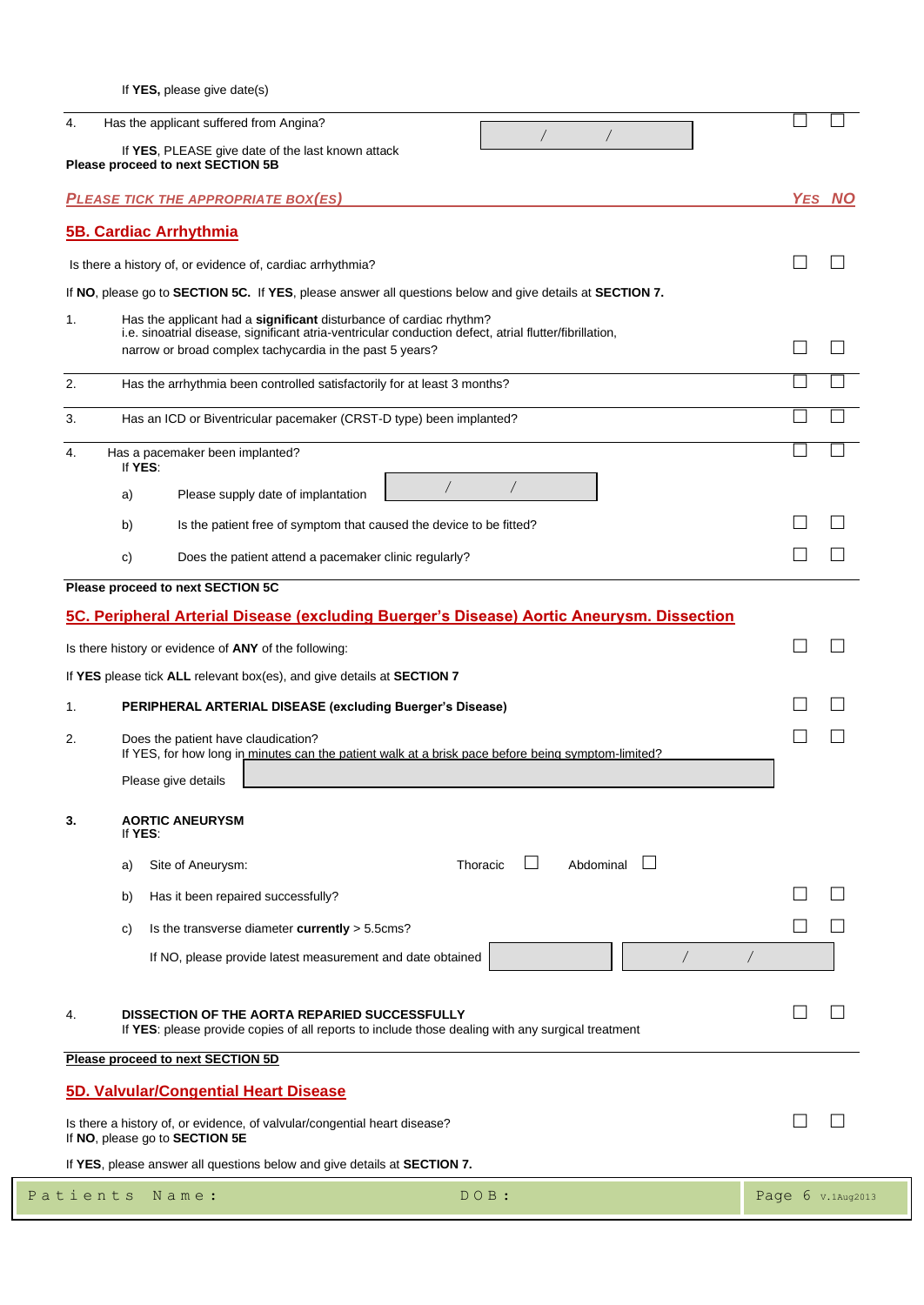If **YES,** please give date(s)

| | | | Yes | No |
|---|---|---|---|---|
| 4. | Has the applicant suffered from Angina? If **YES**, PLEASE give date of the last known attack | / / | ☐ | ☐ |

**Please proceed to next SECTION 5B**

***PLEASE TICK THE APPROPRIATE BOX(ES)*** — ***YES NO***

## 5B. Cardiac Arrhythmia

| | | Yes | No |
|---|---|---|---|
| | Is there a history of, or evidence of, cardiac arrhythmia? | ☐ | ☐ |

If **NO**, please go to **SECTION 5C.** If **YES**, please answer all questions below and give details at **SECTION 7.**

| | | Yes | No |
|---|---|---|---|
| 1. | Has the applicant had a **significant** disturbance of cardiac rhythm? i.e. sinoatrial disease, significant atria-ventricular conduction defect, atrial flutter/fibrillation, narrow or broad complex tachycardia in the past 5 years? | ☐ | ☐ |
| 2. | Has the arrhythmia been controlled satisfactorily for at least 3 months? | ☐ | ☐ |
| 3. | Has an ICD or Biventricular pacemaker (CRST-D type) been implanted? | ☐ | ☐ |
| 4. | Has a pacemaker been implanted? If **YES**: | ☐ | ☐ |
| | a) Please supply date of implantation / / | | |
| | b) Is the patient free of symptom that caused the device to be fitted? | ☐ | ☐ |
| | c) Does the patient attend a pacemaker clinic regularly? | ☐ | ☐ |

**Please proceed to next SECTION 5C**

## 5C. Peripheral Arterial Disease (excluding Buerger's Disease) Aortic Aneurysm. Dissection

| | | Yes | No |
|---|---|---|---|
| | Is there history or evidence of **ANY** of the following: | ☐ | ☐ |

If **YES** please tick **ALL** relevant box(es), and give details at **SECTION 7**

| | | Yes | No |
|---|---|---|---|
| 1. | **PERIPHERAL ARTERIAL DISEASE (excluding Buerger's Disease)** | ☐ | ☐ |
| 2. | Does the patient have claudication? If YES, for how long in minutes can the patient walk at a brisk pace before being symptom-limited? Please give details | ☐ | ☐ |
| **3.** | **AORTIC ANEURYSM** If **YES**: | | |
| | a) Site of Aneurysm: Thoracic ☐ Abdominal ☐ | | |
| | b) Has it been repaired successfully? | ☐ | ☐ |
| | c) Is the transverse diameter **currently** > 5.5cms? | ☐ | ☐ |
| | If NO, please provide latest measurement and date obtained ______ / / | | |
| 4. | **DISSECTION OF THE AORTA REPARIED SUCCESSFULLY** If **YES**: please provide copies of all reports to include those dealing with any surgical treatment | ☐ | ☐ |

**Please proceed to next SECTION 5D**

## 5D. Valvular/Congential Heart Disease

| | Yes | No |
|---|---|---|
| Is there a history of, or evidence, of valvular/congential heart disease? If **NO**, please go to **SECTION 5E** | ☐ | ☐ |

If **YES**, please answer all questions below and give details at **SECTION 7.**

Patients Name: DOB: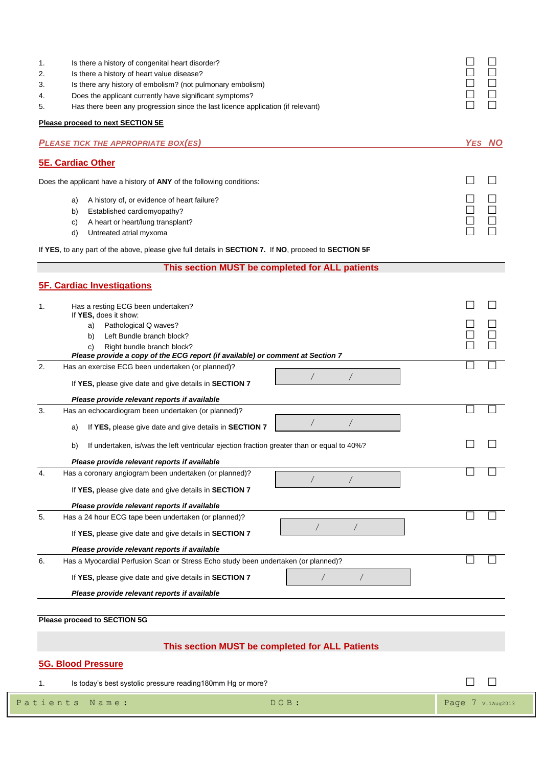| | | YES | NO |
|---|---|---|---|
| 1. | Is there a history of congenital heart disorder? | ☐ | ☐ |
| 2. | Is there a history of heart value disease? | ☐ | ☐ |
| 3. | Is there any history of embolism? (not pulmonary embolism) | ☐ | ☐ |
| 4. | Does the applicant currently have significant symptoms? | ☐ | ☐ |
| 5. | Has there been any progression since the last licence application (if relevant) | ☐ | ☐ |

**Please proceed to next SECTION 5E**

*PLEASE TICK THE APPROPRIATE BOX(ES)* — *YES* *NO*

## 5E. Cardiac Other

| | YES | NO |
|---|---|---|
| Does the applicant have a history of **ANY** of the following conditions: | ☐ | ☐ |
| a) A history of, or evidence of heart failure? | ☐ | ☐ |
| b) Established cardiomyopathy? | ☐ | ☐ |
| c) A heart or heart/lung transplant? | ☐ | ☐ |
| d) Untreated atrial myxoma | ☐ | ☐ |

If **YES**, to any part of the above, please give full details in **SECTION 7.** If **NO**, proceed to **SECTION 5F**

**This section MUST be completed for ALL patients**

## 5F. Cardiac Investigations

1. Has a resting ECG been undertaken? ☐ ☐
   If **YES,** does it show:
   a) Pathological Q waves? ☐ ☐
   b) Left Bundle branch block? ☐ ☐
   c) Right bundle branch block? ☐ ☐

   ***Please provide a copy of the ECG report (if available) or comment at Section 7***

2. Has an exercise ECG been undertaken (or planned)? ☐ ☐
   If **YES,** please give date and give details in **SECTION 7** &nbsp; / &nbsp; /

   ***Please provide relevant reports if available***

3. Has an echocardiogram been undertaken (or planned)? ☐ ☐
   a) If **YES,** please give date and give details in **SECTION 7** &nbsp; / &nbsp; /
   b) If undertaken, is/was the left ventricular ejection fraction greater than or equal to 40%? ☐ ☐

   ***Please provide relevant reports if available***

4. Has a coronary angiogram been undertaken (or planned)? ☐ ☐
   If **YES,** please give date and give details in **SECTION 7** &nbsp; / &nbsp; /

   ***Please provide relevant reports if available***

5. Has a 24 hour ECG tape been undertaken (or planned)? ☐ ☐
   If **YES,** please give date and give details in **SECTION 7** &nbsp; / &nbsp; /

   ***Please provide relevant reports if available***

6. Has a Myocardial Perfusion Scan or Stress Echo study been undertaken (or planned)? ☐ ☐
   If **YES,** please give date and give details in **SECTION 7** &nbsp; / &nbsp; /

   ***Please provide relevant reports if available***

**Please proceed to SECTION 5G**

**This section MUST be completed for ALL Patients**

## 5G. Blood Pressure

1. Is today's best systolic pressure reading180mm Hg or more? ☐ ☐

Patients Name: DOB: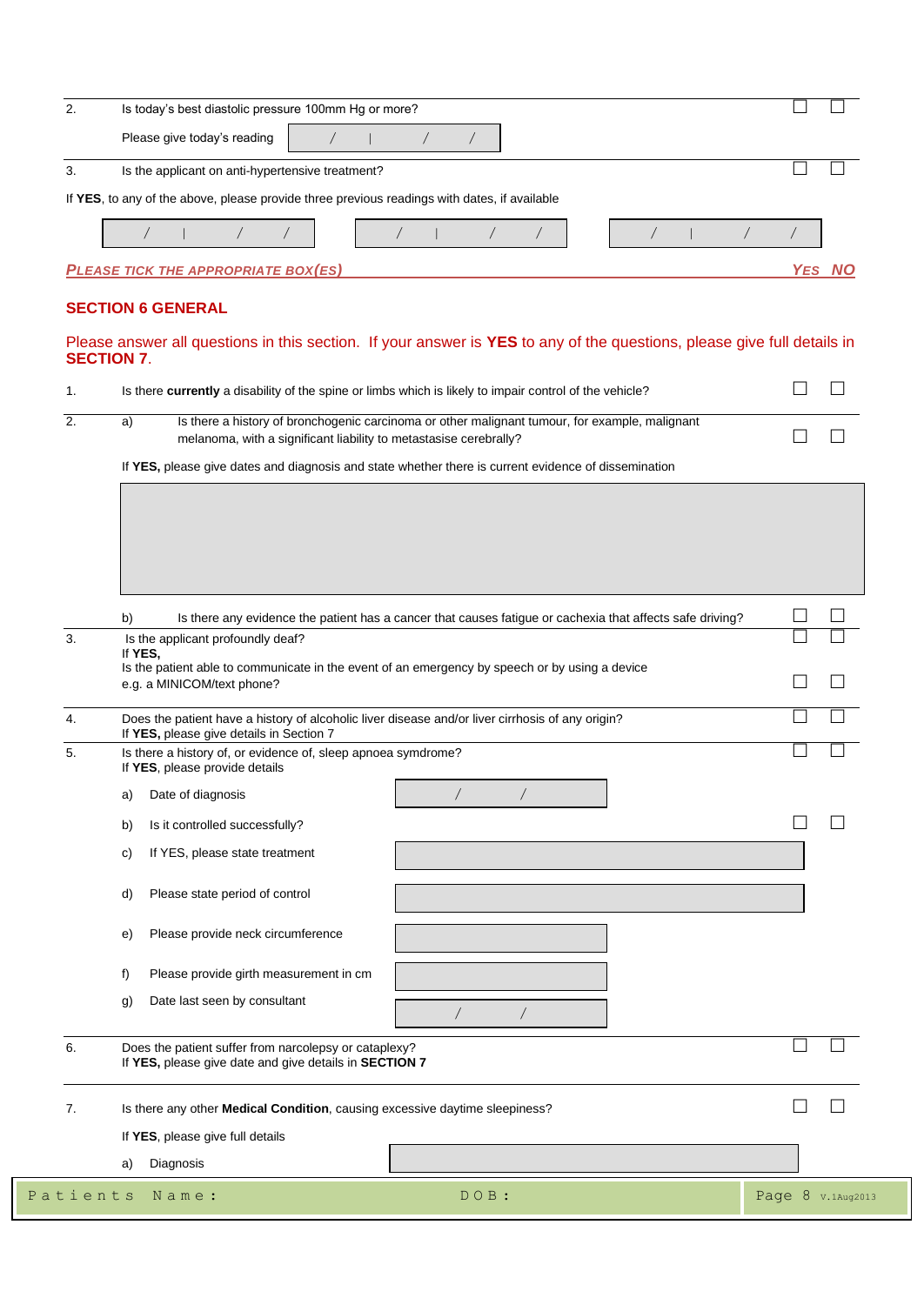2. Is today's best diastolic pressure 100mm Hg or more? ☐ ☐

Please give today's reading: / | / /

3. Is the applicant on anti-hypertensive treatment? ☐ ☐

If **YES**, to any of the above, please provide three previous readings with dates, if available

/ | / / &nbsp;&nbsp;&nbsp; / | / / &nbsp;&nbsp;&nbsp; / | / /

*PLEASE TICK THE APPROPRIATE BOX(ES)* — *YES NO*

## SECTION 6 GENERAL

Please answer all questions in this section. If your answer is **YES** to any of the questions, please give full details in **SECTION 7**.

1. Is there **currently** a disability of the spine or limbs which is likely to impair control of the vehicle? ☐ ☐

2. a) Is there a history of bronchogenic carcinoma or other malignant tumour, for example, malignant melanoma, with a significant liability to metastasise cerebrally? ☐ ☐

   If **YES,** please give dates and diagnosis and state whether there is current evidence of dissemination

   b) Is there any evidence the patient has a cancer that causes fatigue or cachexia that affects safe driving? ☐ ☐

3. Is the applicant profoundly deaf? ☐ ☐

   If **YES,**
   Is the patient able to communicate in the event of an emergency by speech or by using a device e.g. a MINICOM/text phone? ☐ ☐

4. Does the patient have a history of alcoholic liver disease and/or liver cirrhosis of any origin? ☐ ☐
   If **YES,** please give details in Section 7

5. Is there a history of, or evidence of, sleep apnoea symdrome? ☐ ☐
   If **YES**, please provide details

   a) Date of diagnosis: / /

   b) Is it controlled successfully? ☐ ☐

   c) If YES, please state treatment

   d) Please state period of control

   e) Please provide neck circumference

   f) Please provide girth measurement in cm

   g) Date last seen by consultant: / /

6. Does the patient suffer from narcolepsy or cataplexy? ☐ ☐
   If **YES,** please give date and give details in **SECTION 7**

7. Is there any other **Medical Condition**, causing excessive daytime sleepiness? ☐ ☐

   If **YES**, please give full details

   a) Diagnosis

Patients Name: &nbsp;&nbsp;&nbsp; DOB: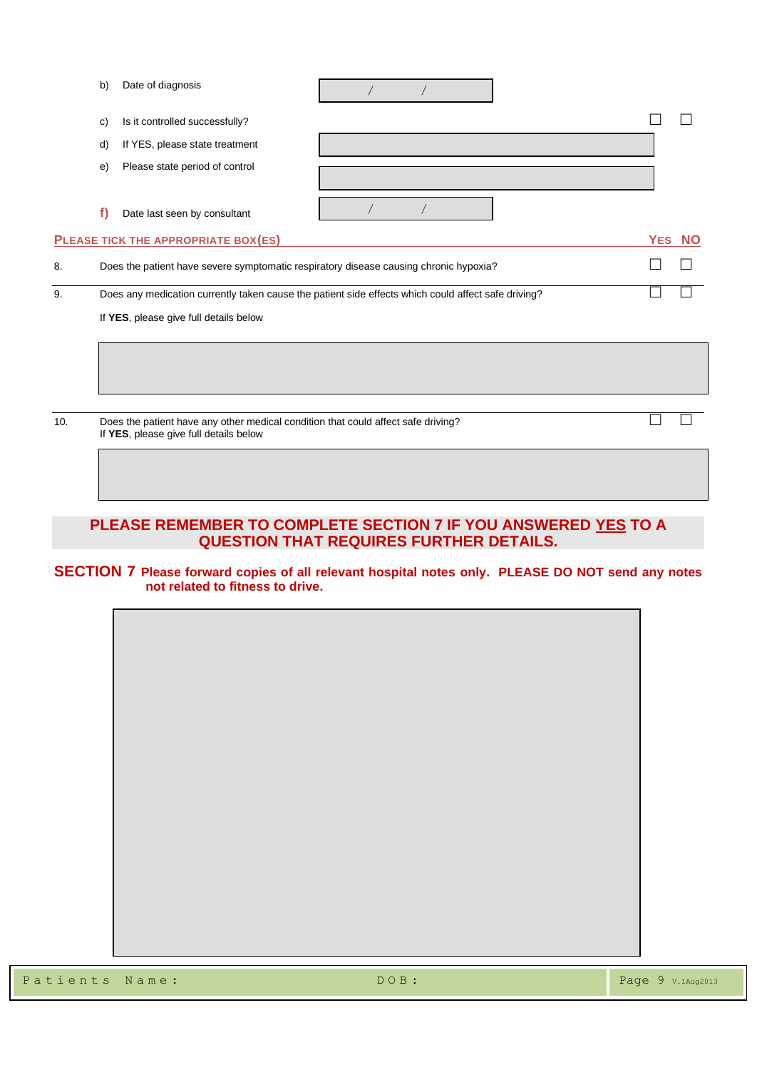b) Date of diagnosis &nbsp;&nbsp; / &nbsp;&nbsp; /

c) Is it controlled successfully? ☐ ☐

d) If YES, please state treatment

e) Please state period of control

f) Date last seen by consultant &nbsp;&nbsp; / &nbsp;&nbsp; /

**PLEASE TICK THE APPROPRIATE BOX(ES)** — **YES** / **NO**

8. Does the patient have severe symptomatic respiratory disease causing chronic hypoxia? ☐ ☐

9. Does any medication currently taken cause the patient side effects which could affect safe driving? ☐ ☐

If **YES**, please give full details below

10. Does the patient have any other medical condition that could affect safe driving? ☐ ☐
If **YES**, please give full details below

**PLEASE REMEMBER TO COMPLETE SECTION 7 IF YOU ANSWERED <u>YES</u> TO A QUESTION THAT REQUIRES FURTHER DETAILS.**

## SECTION 7 Please forward copies of all relevant hospital notes only. PLEASE DO NOT send any notes not related to fitness to drive.

Patients Name: &nbsp;&nbsp;&nbsp;&nbsp; DOB: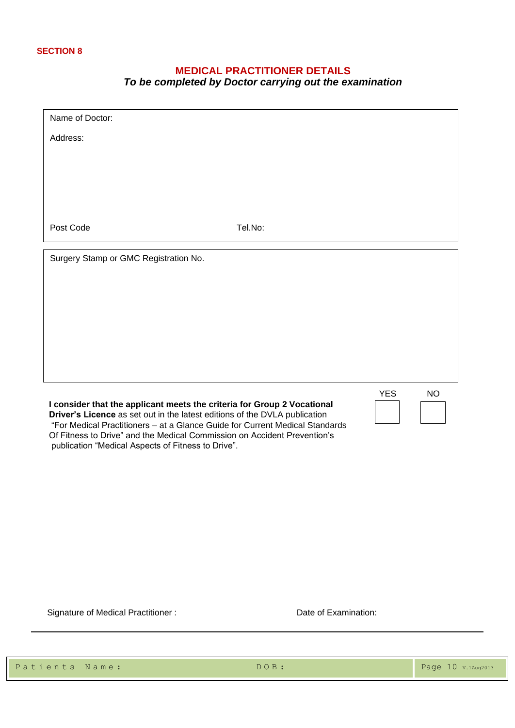**SECTION 8**

## MEDICAL PRACTITIONER DETAILS

***To be completed by Doctor carrying out the examination***

Name of Doctor:

Address:

Post Code

Tel.No:

Surgery Stamp or GMC Registration No.

| | YES | NO |
|---|---|---|
| **I consider that the applicant meets the criteria for Group 2 Vocational Driver's Licence** as set out in the latest editions of the DVLA publication "For Medical Practitioners – at a Glance Guide for Current Medical Standards Of Fitness to Drive" and the Medical Commission on Accident Prevention's publication "Medical Aspects of Fitness to Drive". | ☐ | ☐ |

Signature of Medical Practitioner :

Date of Examination:

Patients Name:

DOB: